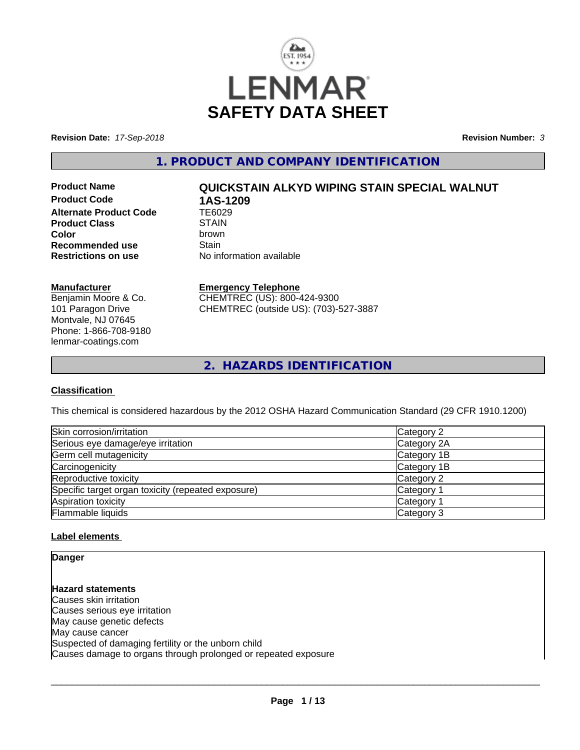# SAFETY DATA SHEET

**Revision Date:** *17-Sep-2018*

**Revision Number:** *3*

## 1. PRODUCT AND COMPANY IDENTIFICATION

| | |
|---|---|
| **Product Name** | **QUICKSTAIN ALKYD WIPING STAIN SPECIAL WALNUT** |
| **Product Code** | **1AS-1209** |
| **Alternate Product Code** | TE6029 |
| **Product Class** | STAIN |
| **Color** | brown |
| **Recommended use** | Stain |
| **Restrictions on use** | No information available |

**Manufacturer**
Benjamin Moore & Co.
101 Paragon Drive
Montvale, NJ 07645
Phone: 1-866-708-9180
lenmar-coatings.com

**Emergency Telephone**
CHEMTREC (US): 800-424-9300
CHEMTREC (outside US): (703)-527-3887

## 2. HAZARDS IDENTIFICATION

**Classification**

This chemical is considered hazardous by the 2012 OSHA Hazard Communication Standard (29 CFR 1910.1200)

| | |
|---|---|
| Skin corrosion/irritation | Category 2 |
| Serious eye damage/eye irritation | Category 2A |
| Germ cell mutagenicity | Category 1B |
| Carcinogenicity | Category 1B |
| Reproductive toxicity | Category 2 |
| Specific target organ toxicity (repeated exposure) | Category 1 |
| Aspiration toxicity | Category 1 |
| Flammable liquids | Category 3 |

**Label elements**

**Danger**

**Hazard statements**
Causes skin irritation
Causes serious eye irritation
May cause genetic defects
May cause cancer
Suspected of damaging fertility or the unborn child
Causes damage to organs through prolonged or repeated exposure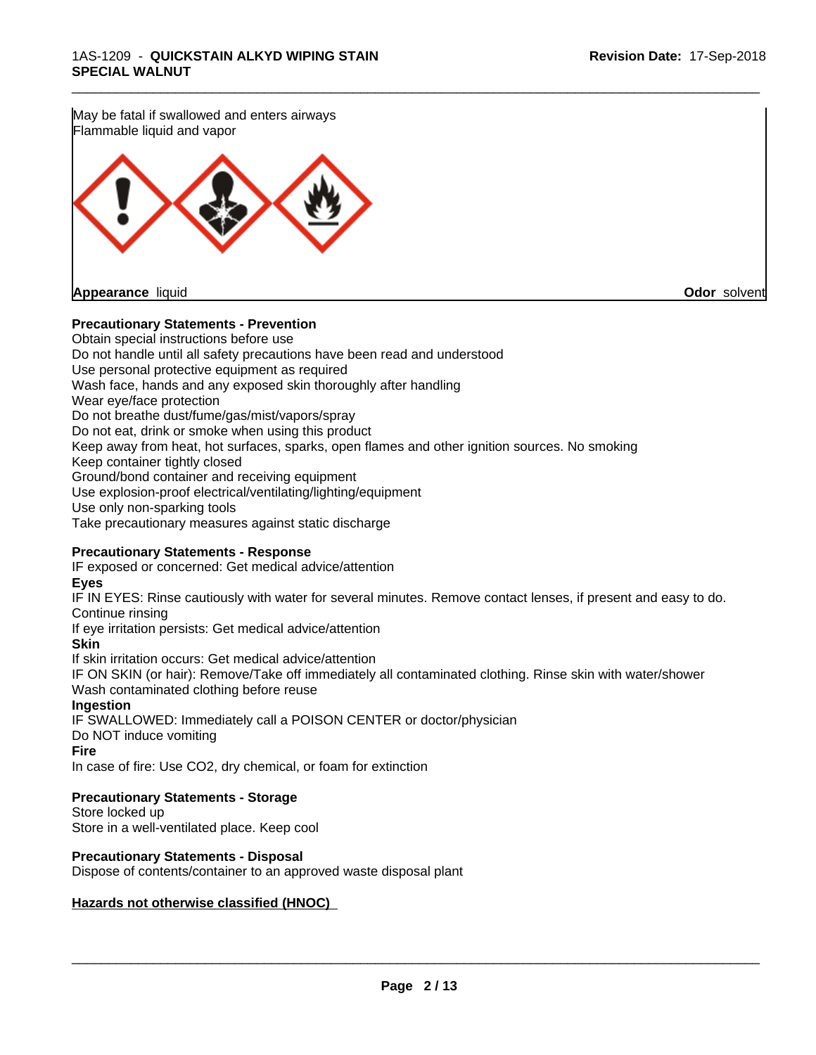May be fatal if swallowed and enters airways
Flammable liquid and vapor

**Appearance** liquid **Odor** solvent

**Precautionary Statements - Prevention**

Obtain special instructions before use
Do not handle until all safety precautions have been read and understood
Use personal protective equipment as required
Wash face, hands and any exposed skin thoroughly after handling
Wear eye/face protection
Do not breathe dust/fume/gas/mist/vapors/spray
Do not eat, drink or smoke when using this product
Keep away from heat, hot surfaces, sparks, open flames and other ignition sources. No smoking
Keep container tightly closed
Ground/bond container and receiving equipment
Use explosion-proof electrical/ventilating/lighting/equipment
Use only non-sparking tools
Take precautionary measures against static discharge

**Precautionary Statements - Response**

IF exposed or concerned: Get medical advice/attention

**Eyes**

IF IN EYES: Rinse cautiously with water for several minutes. Remove contact lenses, if present and easy to do. Continue rinsing
If eye irritation persists: Get medical advice/attention

**Skin**

If skin irritation occurs: Get medical advice/attention
IF ON SKIN (or hair): Remove/Take off immediately all contaminated clothing. Rinse skin with water/shower
Wash contaminated clothing before reuse

**Ingestion**

IF SWALLOWED: Immediately call a POISON CENTER or doctor/physician
Do NOT induce vomiting

**Fire**

In case of fire: Use CO2, dry chemical, or foam for extinction

**Precautionary Statements - Storage**

Store locked up
Store in a well-ventilated place. Keep cool

**Precautionary Statements - Disposal**

Dispose of contents/container to an approved waste disposal plant

**Hazards not otherwise classified (HNOC)**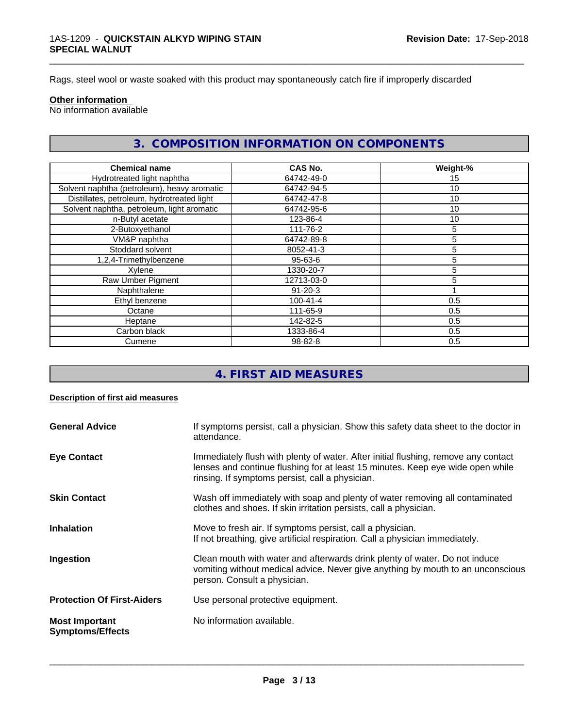Rags, steel wool or waste soaked with this product may spontaneously catch fire if improperly discarded

**Other information**

No information available

## 3. COMPOSITION INFORMATION ON COMPONENTS

| Chemical name | CAS No. | Weight-% |
|---|---|---|
| Hydrotreated light naphtha | 64742-49-0 | 15 |
| Solvent naphtha (petroleum), heavy aromatic | 64742-94-5 | 10 |
| Distillates, petroleum, hydrotreated light | 64742-47-8 | 10 |
| Solvent naphtha, petroleum, light aromatic | 64742-95-6 | 10 |
| n-Butyl acetate | 123-86-4 | 10 |
| 2-Butoxyethanol | 111-76-2 | 5 |
| VM&P naphtha | 64742-89-8 | 5 |
| Stoddard solvent | 8052-41-3 | 5 |
| 1,2,4-Trimethylbenzene | 95-63-6 | 5 |
| Xylene | 1330-20-7 | 5 |
| Raw Umber Pigment | 12713-03-0 | 5 |
| Naphthalene | 91-20-3 | 1 |
| Ethyl benzene | 100-41-4 | 0.5 |
| Octane | 111-65-9 | 0.5 |
| Heptane | 142-82-5 | 0.5 |
| Carbon black | 1333-86-4 | 0.5 |
| Cumene | 98-82-8 | 0.5 |

## 4. FIRST AID MEASURES

**Description of first aid measures**

**General Advice**
If symptoms persist, call a physician. Show this safety data sheet to the doctor in attendance.

**Eye Contact**
Immediately flush with plenty of water. After initial flushing, remove any contact lenses and continue flushing for at least 15 minutes. Keep eye wide open while rinsing. If symptoms persist, call a physician.

**Skin Contact**
Wash off immediately with soap and plenty of water removing all contaminated clothes and shoes. If skin irritation persists, call a physician.

**Inhalation**
Move to fresh air. If symptoms persist, call a physician.
If not breathing, give artificial respiration. Call a physician immediately.

**Ingestion**
Clean mouth with water and afterwards drink plenty of water. Do not induce vomiting without medical advice. Never give anything by mouth to an unconscious person. Consult a physician.

**Protection Of First-Aiders**
Use personal protective equipment.

**Most Important Symptoms/Effects**
No information available.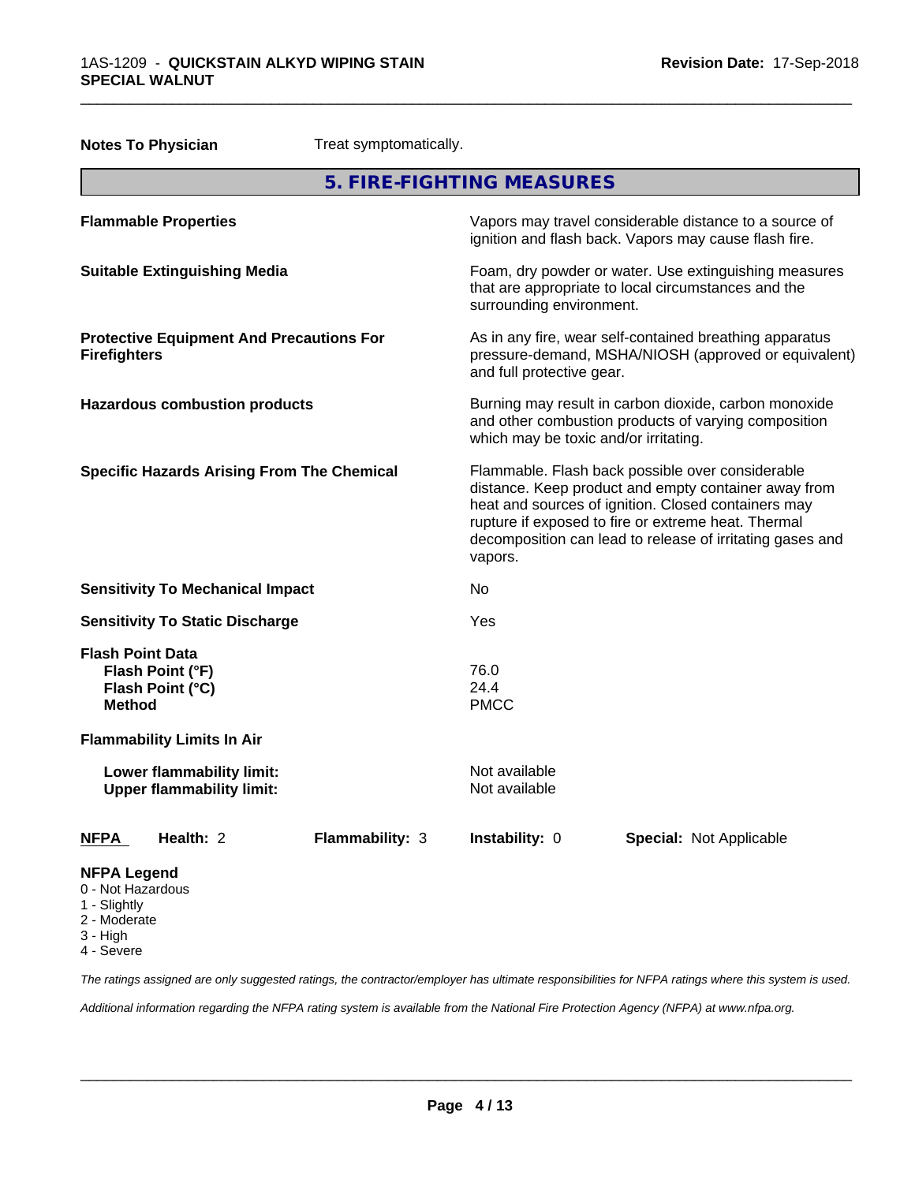**Notes To Physician** Treat symptomatically.

## 5. FIRE-FIGHTING MEASURES

| | |
|---|---|
| **Flammable Properties** | Vapors may travel considerable distance to a source of ignition and flash back. Vapors may cause flash fire. |
| **Suitable Extinguishing Media** | Foam, dry powder or water. Use extinguishing measures that are appropriate to local circumstances and the surrounding environment. |
| **Protective Equipment And Precautions For Firefighters** | As in any fire, wear self-contained breathing apparatus pressure-demand, MSHA/NIOSH (approved or equivalent) and full protective gear. |
| **Hazardous combustion products** | Burning may result in carbon dioxide, carbon monoxide and other combustion products of varying composition which may be toxic and/or irritating. |
| **Specific Hazards Arising From The Chemical** | Flammable. Flash back possible over considerable distance. Keep product and empty container away from heat and sources of ignition. Closed containers may rupture if exposed to fire or extreme heat. Thermal decomposition can lead to release of irritating gases and vapors. |
| **Sensitivity To Mechanical Impact** | No |
| **Sensitivity To Static Discharge** | Yes |

**Flash Point Data**

| | |
|---|---|
| **Flash Point (°F)** | 76.0 |
| **Flash Point (°C)** | 24.4 |
| **Method** | PMCC |

**Flammability Limits In Air**

| | |
|---|---|
| **Lower flammability limit:** | Not available |
| **Upper flammability limit:** | Not available |

| **NFPA** | **Health:** 2 | **Flammability:** 3 | **Instability:** 0 | **Special:** Not Applicable |
|---|---|---|---|---|

**NFPA Legend**
- 0 - Not Hazardous
- 1 - Slightly
- 2 - Moderate
- 3 - High
- 4 - Severe

*The ratings assigned are only suggested ratings, the contractor/employer has ultimate responsibilities for NFPA ratings where this system is used.*

*Additional information regarding the NFPA rating system is available from the National Fire Protection Agency (NFPA) at www.nfpa.org.*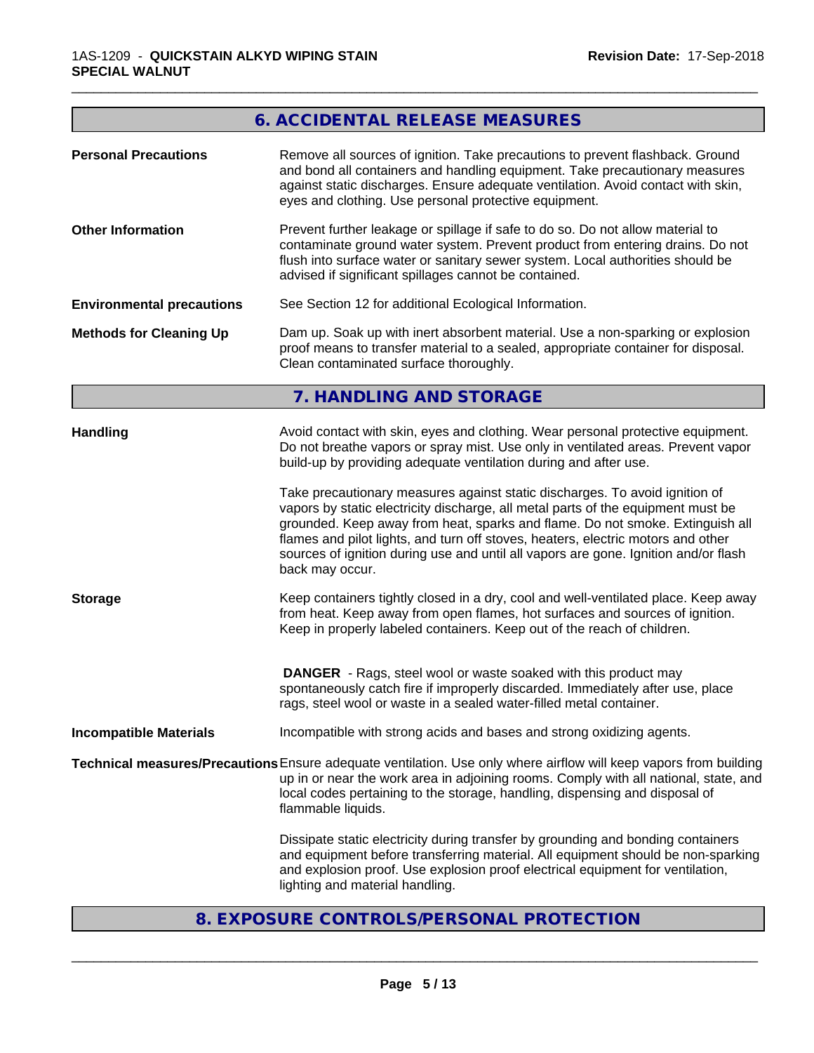## 6. ACCIDENTAL RELEASE MEASURES

| | |
|---|---|
| **Personal Precautions** | Remove all sources of ignition. Take precautions to prevent flashback. Ground and bond all containers and handling equipment. Take precautionary measures against static discharges. Ensure adequate ventilation. Avoid contact with skin, eyes and clothing. Use personal protective equipment. |
| **Other Information** | Prevent further leakage or spillage if safe to do so. Do not allow material to contaminate ground water system. Prevent product from entering drains. Do not flush into surface water or sanitary sewer system. Local authorities should be advised if significant spillages cannot be contained. |
| **Environmental precautions** | See Section 12 for additional Ecological Information. |
| **Methods for Cleaning Up** | Dam up. Soak up with inert absorbent material. Use a non-sparking or explosion proof means to transfer material to a sealed, appropriate container for disposal. Clean contaminated surface thoroughly. |

## 7. HANDLING AND STORAGE

**Handling**

Avoid contact with skin, eyes and clothing. Wear personal protective equipment. Do not breathe vapors or spray mist. Use only in ventilated areas. Prevent vapor build-up by providing adequate ventilation during and after use.

Take precautionary measures against static discharges. To avoid ignition of vapors by static electricity discharge, all metal parts of the equipment must be grounded. Keep away from heat, sparks and flame. Do not smoke. Extinguish all flames and pilot lights, and turn off stoves, heaters, electric motors and other sources of ignition during use and until all vapors are gone. Ignition and/or flash back may occur.

**Storage**

Keep containers tightly closed in a dry, cool and well-ventilated place. Keep away from heat. Keep away from open flames, hot surfaces and sources of ignition. Keep in properly labeled containers. Keep out of the reach of children.

**DANGER** - Rags, steel wool or waste soaked with this product may spontaneously catch fire if improperly discarded. Immediately after use, place rags, steel wool or waste in a sealed water-filled metal container.

**Incompatible Materials**

Incompatible with strong acids and bases and strong oxidizing agents.

**Technical measures/Precautions**

Ensure adequate ventilation. Use only where airflow will keep vapors from building up in or near the work area in adjoining rooms. Comply with all national, state, and local codes pertaining to the storage, handling, dispensing and disposal of flammable liquids.

Dissipate static electricity during transfer by grounding and bonding containers and equipment before transferring material. All equipment should be non-sparking and explosion proof. Use explosion proof electrical equipment for ventilation, lighting and material handling.

## 8. EXPOSURE CONTROLS/PERSONAL PROTECTION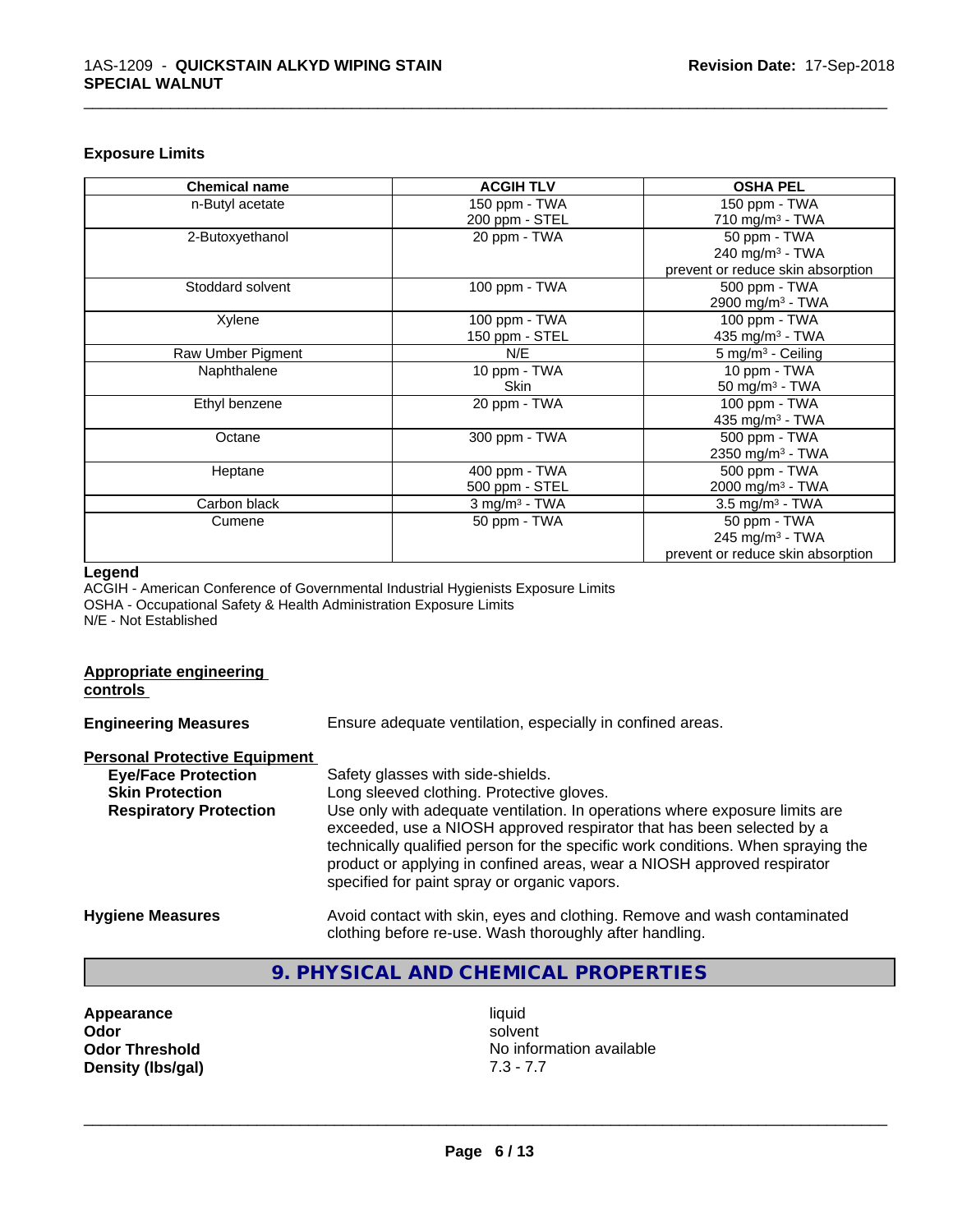### Exposure Limits

| Chemical name | ACGIH TLV | OSHA PEL |
|---|---|---|
| n-Butyl acetate | 150 ppm - TWA<br>200 ppm - STEL | 150 ppm - TWA<br>710 mg/m³ - TWA |
| 2-Butoxyethanol | 20 ppm - TWA | 50 ppm - TWA<br>240 mg/m³ - TWA<br>prevent or reduce skin absorption |
| Stoddard solvent | 100 ppm - TWA | 500 ppm - TWA<br>2900 mg/m³ - TWA |
| Xylene | 100 ppm - TWA<br>150 ppm - STEL | 100 ppm - TWA<br>435 mg/m³ - TWA |
| Raw Umber Pigment | N/E | 5 mg/m³ - Ceiling |
| Naphthalene | 10 ppm - TWA<br>Skin | 10 ppm - TWA<br>50 mg/m³ - TWA |
| Ethyl benzene | 20 ppm - TWA | 100 ppm - TWA<br>435 mg/m³ - TWA |
| Octane | 300 ppm - TWA | 500 ppm - TWA<br>2350 mg/m³ - TWA |
| Heptane | 400 ppm - TWA<br>500 ppm - STEL | 500 ppm - TWA<br>2000 mg/m³ - TWA |
| Carbon black | 3 mg/m³ - TWA | 3.5 mg/m³ - TWA |
| Cumene | 50 ppm - TWA | 50 ppm - TWA<br>245 mg/m³ - TWA<br>prevent or reduce skin absorption |

**Legend**

ACGIH - American Conference of Governmental Industrial Hygienists Exposure Limits
OSHA - Occupational Safety & Health Administration Exposure Limits
N/E - Not Established

**Appropriate engineering controls**

**Engineering Measures** Ensure adequate ventilation, especially in confined areas.

**Personal Protective Equipment**

**Eye/Face Protection** Safety glasses with side-shields.

**Skin Protection** Long sleeved clothing. Protective gloves.

**Respiratory Protection** Use only with adequate ventilation. In operations where exposure limits are exceeded, use a NIOSH approved respirator that has been selected by a technically qualified person for the specific work conditions. When spraying the product or applying in confined areas, wear a NIOSH approved respirator specified for paint spray or organic vapors.

**Hygiene Measures** Avoid contact with skin, eyes and clothing. Remove and wash contaminated clothing before re-use. Wash thoroughly after handling.

## 9. PHYSICAL AND CHEMICAL PROPERTIES

**Appearance** liquid
**Odor** solvent
**Odor Threshold** No information available
**Density (lbs/gal)** 7.3 - 7.7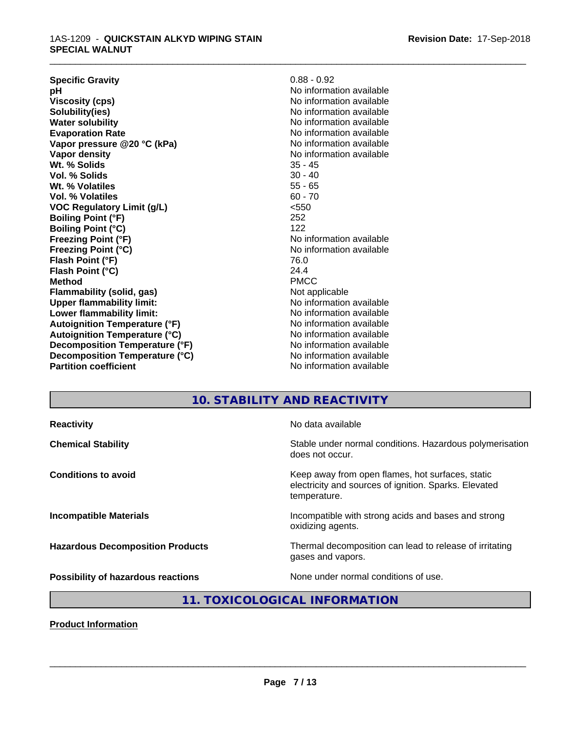| | |
|---|---|
| **Specific Gravity** | 0.88 - 0.92 |
| **pH** | No information available |
| **Viscosity (cps)** | No information available |
| **Solubility(ies)** | No information available |
| **Water solubility** | No information available |
| **Evaporation Rate** | No information available |
| **Vapor pressure @20 °C (kPa)** | No information available |
| **Vapor density** | No information available |
| **Wt. % Solids** | 35 - 45 |
| **Vol. % Solids** | 30 - 40 |
| **Wt. % Volatiles** | 55 - 65 |
| **Vol. % Volatiles** | 60 - 70 |
| **VOC Regulatory Limit (g/L)** | <550 |
| **Boiling Point (°F)** | 252 |
| **Boiling Point (°C)** | 122 |
| **Freezing Point (°F)** | No information available |
| **Freezing Point (°C)** | No information available |
| **Flash Point (°F)** | 76.0 |
| **Flash Point (°C)** | 24.4 |
| **Method** | PMCC |
| **Flammability (solid, gas)** | Not applicable |
| **Upper flammability limit:** | No information available |
| **Lower flammability limit:** | No information available |
| **Autoignition Temperature (°F)** | No information available |
| **Autoignition Temperature (°C)** | No information available |
| **Decomposition Temperature (°F)** | No information available |
| **Decomposition Temperature (°C)** | No information available |
| **Partition coefficient** | No information available |

## 10. STABILITY AND REACTIVITY

| | |
|---|---|
| **Reactivity** | No data available |
| **Chemical Stability** | Stable under normal conditions. Hazardous polymerisation does not occur. |
| **Conditions to avoid** | Keep away from open flames, hot surfaces, static electricity and sources of ignition. Sparks. Elevated temperature. |
| **Incompatible Materials** | Incompatible with strong acids and bases and strong oxidizing agents. |
| **Hazardous Decomposition Products** | Thermal decomposition can lead to release of irritating gases and vapors. |
| **Possibility of hazardous reactions** | None under normal conditions of use. |

## 11. TOXICOLOGICAL INFORMATION

**Product Information**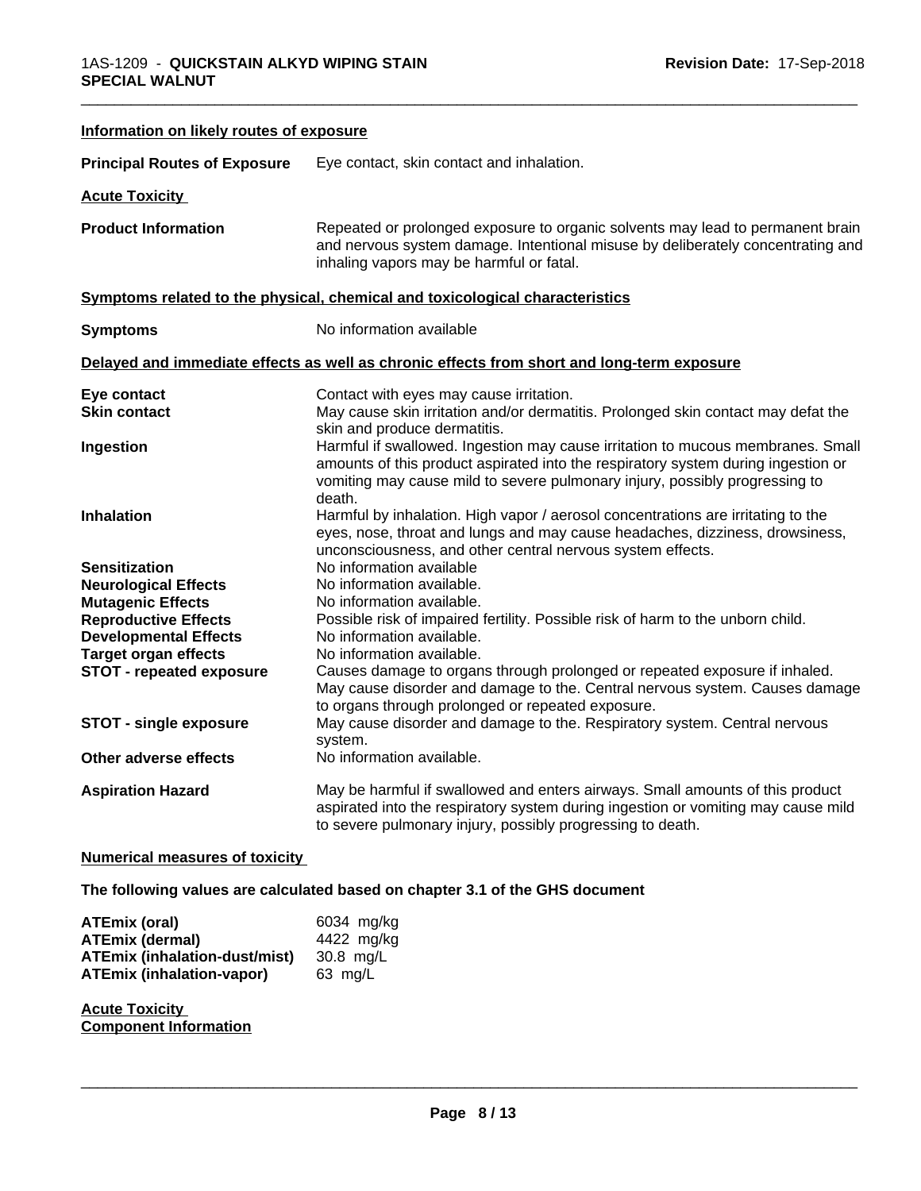**Information on likely routes of exposure**

| | |
|---|---|
| **Principal Routes of Exposure** | Eye contact, skin contact and inhalation. |

**Acute Toxicity**

| | |
|---|---|
| **Product Information** | Repeated or prolonged exposure to organic solvents may lead to permanent brain and nervous system damage. Intentional misuse by deliberately concentrating and inhaling vapors may be harmful or fatal. |

**Symptoms related to the physical, chemical and toxicological characteristics**

| | |
|---|---|
| **Symptoms** | No information available |

**Delayed and immediate effects as well as chronic effects from short and long-term exposure**

| | |
|---|---|
| **Eye contact** | Contact with eyes may cause irritation. |
| **Skin contact** | May cause skin irritation and/or dermatitis. Prolonged skin contact may defat the skin and produce dermatitis. |
| **Ingestion** | Harmful if swallowed. Ingestion may cause irritation to mucous membranes. Small amounts of this product aspirated into the respiratory system during ingestion or vomiting may cause mild to severe pulmonary injury, possibly progressing to death. |
| **Inhalation** | Harmful by inhalation. High vapor / aerosol concentrations are irritating to the eyes, nose, throat and lungs and may cause headaches, dizziness, drowsiness, unconsciousness, and other central nervous system effects. |
| **Sensitization** | No information available |
| **Neurological Effects** | No information available. |
| **Mutagenic Effects** | No information available. |
| **Reproductive Effects** | Possible risk of impaired fertility. Possible risk of harm to the unborn child. |
| **Developmental Effects** | No information available. |
| **Target organ effects** | No information available. |
| **STOT - repeated exposure** | Causes damage to organs through prolonged or repeated exposure if inhaled. May cause disorder and damage to the. Central nervous system. Causes damage to organs through prolonged or repeated exposure. |
| **STOT - single exposure** | May cause disorder and damage to the. Respiratory system. Central nervous system. |
| **Other adverse effects** | No information available. |
| **Aspiration Hazard** | May be harmful if swallowed and enters airways. Small amounts of this product aspirated into the respiratory system during ingestion or vomiting may cause mild to severe pulmonary injury, possibly progressing to death. |

**Numerical measures of toxicity**

**The following values are calculated based on chapter 3.1 of the GHS document**

| | |
|---|---|
| **ATEmix (oral)** | 6034 mg/kg |
| **ATEmix (dermal)** | 4422 mg/kg |
| **ATEmix (inhalation-dust/mist)** | 30.8 mg/L |
| **ATEmix (inhalation-vapor)** | 63 mg/L |

**Acute Toxicity**
**Component Information**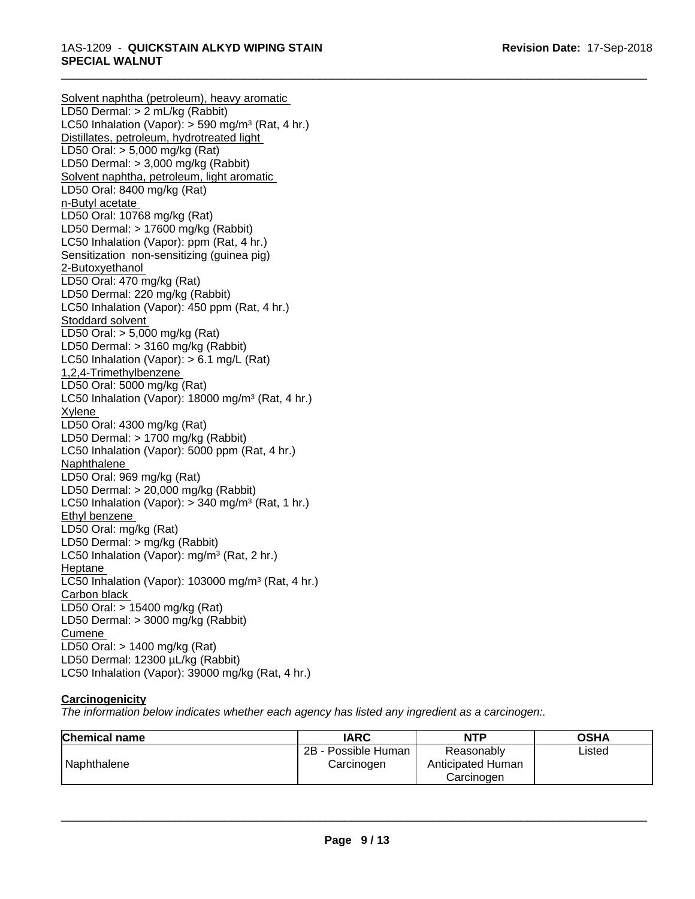Solvent naphtha (petroleum), heavy aromatic
LD50 Dermal: > 2 mL/kg (Rabbit)
LC50 Inhalation (Vapor): > 590 mg/m³ (Rat, 4 hr.)
Distillates, petroleum, hydrotreated light
LD50 Oral: > 5,000 mg/kg (Rat)
LD50 Dermal: > 3,000 mg/kg (Rabbit)
Solvent naphtha, petroleum, light aromatic
LD50 Oral: 8400 mg/kg (Rat)
n-Butyl acetate
LD50 Oral: 10768 mg/kg (Rat)
LD50 Dermal: > 17600 mg/kg (Rabbit)
LC50 Inhalation (Vapor): ppm (Rat, 4 hr.)
Sensitization non-sensitizing (guinea pig)
2-Butoxyethanol
LD50 Oral: 470 mg/kg (Rat)
LD50 Dermal: 220 mg/kg (Rabbit)
LC50 Inhalation (Vapor): 450 ppm (Rat, 4 hr.)
Stoddard solvent
LD50 Oral: > 5,000 mg/kg (Rat)
LD50 Dermal: > 3160 mg/kg (Rabbit)
LC50 Inhalation (Vapor): > 6.1 mg/L (Rat)
1,2,4-Trimethylbenzene
LD50 Oral: 5000 mg/kg (Rat)
LC50 Inhalation (Vapor): 18000 mg/m³ (Rat, 4 hr.)
Xylene
LD50 Oral: 4300 mg/kg (Rat)
LD50 Dermal: > 1700 mg/kg (Rabbit)
LC50 Inhalation (Vapor): 5000 ppm (Rat, 4 hr.)
Naphthalene
LD50 Oral: 969 mg/kg (Rat)
LD50 Dermal: > 20,000 mg/kg (Rabbit)
LC50 Inhalation (Vapor): > 340 mg/m³ (Rat, 1 hr.)
Ethyl benzene
LD50 Oral: mg/kg (Rat)
LD50 Dermal: > mg/kg (Rabbit)
LC50 Inhalation (Vapor): mg/m³ (Rat, 2 hr.)
Heptane
LC50 Inhalation (Vapor): 103000 mg/m³ (Rat, 4 hr.)
Carbon black
LD50 Oral: > 15400 mg/kg (Rat)
LD50 Dermal: > 3000 mg/kg (Rabbit)
Cumene
LD50 Oral: > 1400 mg/kg (Rat)
LD50 Dermal: 12300 µL/kg (Rabbit)
LC50 Inhalation (Vapor): 39000 mg/kg (Rat, 4 hr.)

**Carcinogenicity**

*The information below indicates whether each agency has listed any ingredient as a carcinogen:.*

| Chemical name | IARC | NTP | OSHA |
|---|---|---|---|
| Naphthalene | 2B - Possible Human Carcinogen | Reasonably Anticipated Human Carcinogen | Listed |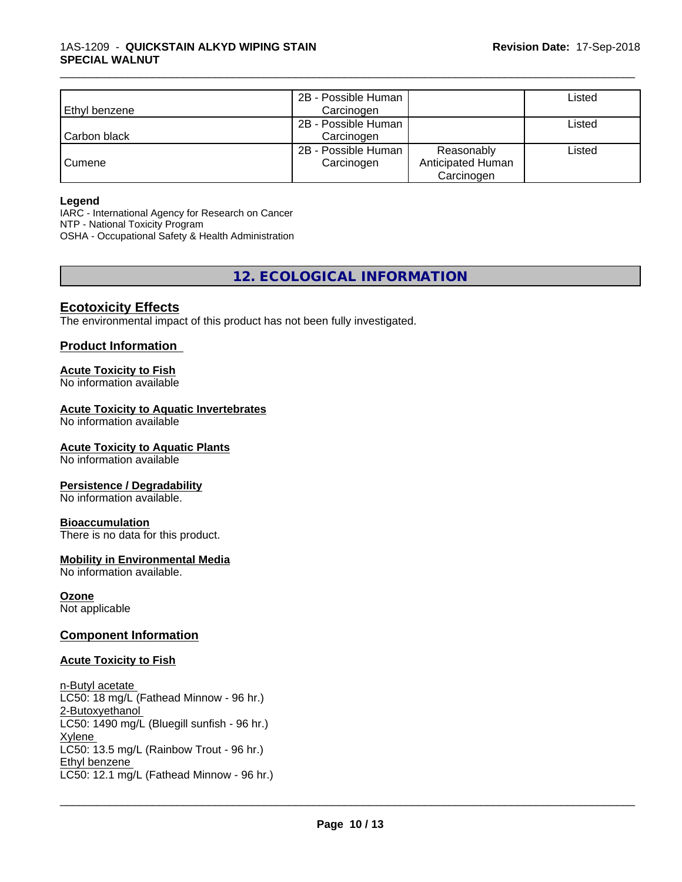| | | | |
|---|---|---|---|
| Ethyl benzene | 2B - Possible Human Carcinogen | | Listed |
| Carbon black | 2B - Possible Human Carcinogen | | Listed |
| Cumene | 2B - Possible Human Carcinogen | Reasonably Anticipated Human Carcinogen | Listed |

**Legend**

IARC - International Agency for Research on Cancer
NTP - National Toxicity Program
OSHA - Occupational Safety & Health Administration

# 12. ECOLOGICAL INFORMATION

## Ecotoxicity Effects

The environmental impact of this product has not been fully investigated.

## Product Information

**Acute Toxicity to Fish**
No information available

**Acute Toxicity to Aquatic Invertebrates**
No information available

**Acute Toxicity to Aquatic Plants**
No information available

**Persistence / Degradability**
No information available.

**Bioaccumulation**
There is no data for this product.

**Mobility in Environmental Media**
No information available.

**Ozone**
Not applicable

## Component Information

**Acute Toxicity to Fish**

n-Butyl acetate
LC50: 18 mg/L (Fathead Minnow - 96 hr.)
2-Butoxyethanol
LC50: 1490 mg/L (Bluegill sunfish - 96 hr.)
Xylene
LC50: 13.5 mg/L (Rainbow Trout - 96 hr.)
Ethyl benzene
LC50: 12.1 mg/L (Fathead Minnow - 96 hr.)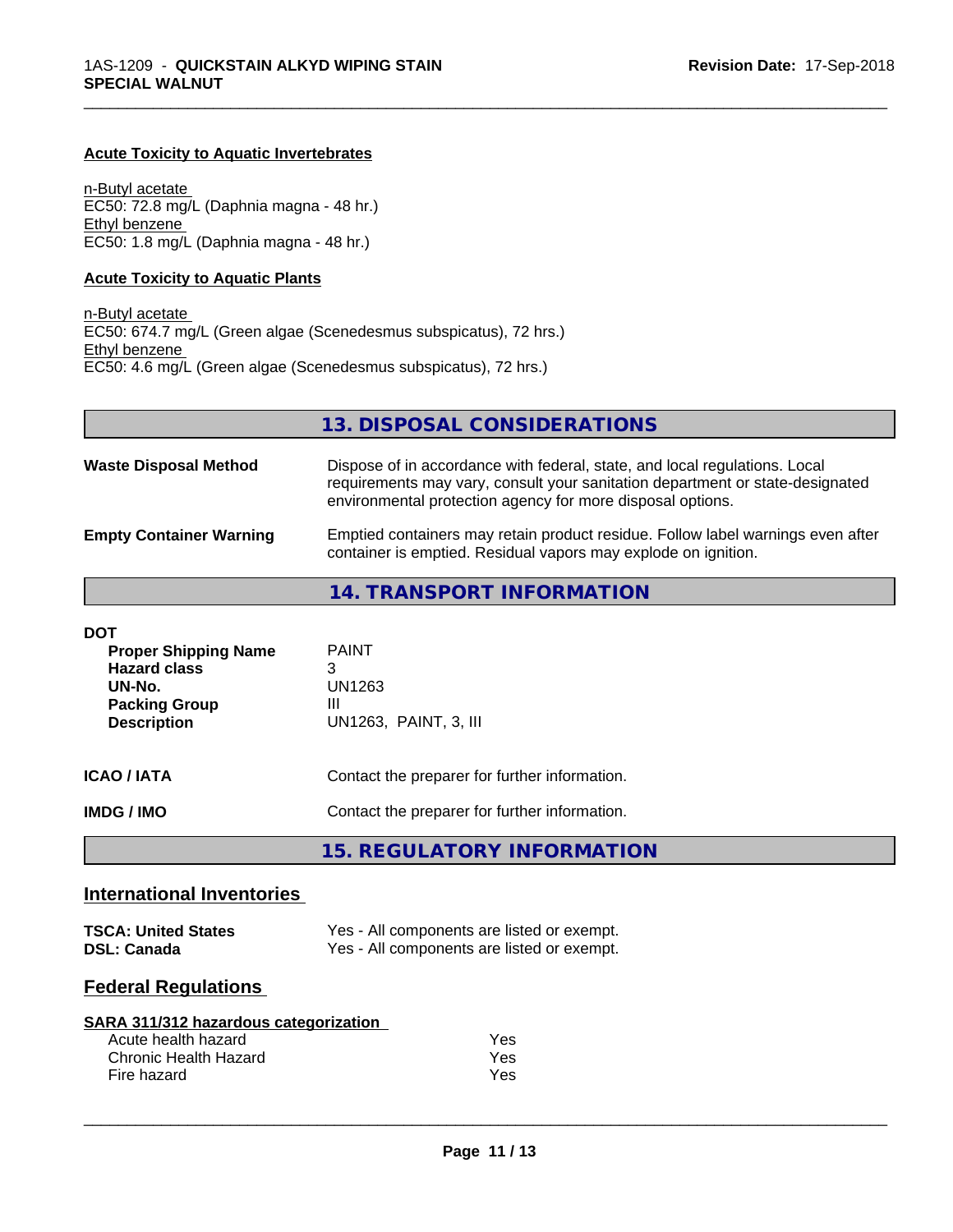### Acute Toxicity to Aquatic Invertebrates

n-Butyl acetate
EC50: 72.8 mg/L (Daphnia magna - 48 hr.)
Ethyl benzene
EC50: 1.8 mg/L (Daphnia magna - 48 hr.)

### Acute Toxicity to Aquatic Plants

n-Butyl acetate
EC50: 674.7 mg/L (Green algae (Scenedesmus subspicatus), 72 hrs.)
Ethyl benzene
EC50: 4.6 mg/L (Green algae (Scenedesmus subspicatus), 72 hrs.)

## 13. DISPOSAL CONSIDERATIONS

| | |
|---|---|
| **Waste Disposal Method** | Dispose of in accordance with federal, state, and local regulations. Local requirements may vary, consult your sanitation department or state-designated environmental protection agency for more disposal options. |
| **Empty Container Warning** | Emptied containers may retain product residue. Follow label warnings even after container is emptied. Residual vapors may explode on ignition. |

## 14. TRANSPORT INFORMATION

**DOT**

| | |
|---|---|
| **Proper Shipping Name** | PAINT |
| **Hazard class** | 3 |
| **UN-No.** | UN1263 |
| **Packing Group** | III |
| **Description** | UN1263, PAINT, 3, III |

| | |
|---|---|
| **ICAO / IATA** | Contact the preparer for further information. |
| **IMDG / IMO** | Contact the preparer for further information. |

## 15. REGULATORY INFORMATION

### International Inventories

| | |
|---|---|
| **TSCA: United States** | Yes - All components are listed or exempt. |
| **DSL: Canada** | Yes - All components are listed or exempt. |

### Federal Regulations

**SARA 311/312 hazardous categorization**

| | |
|---|---|
| Acute health hazard | Yes |
| Chronic Health Hazard | Yes |
| Fire hazard | Yes |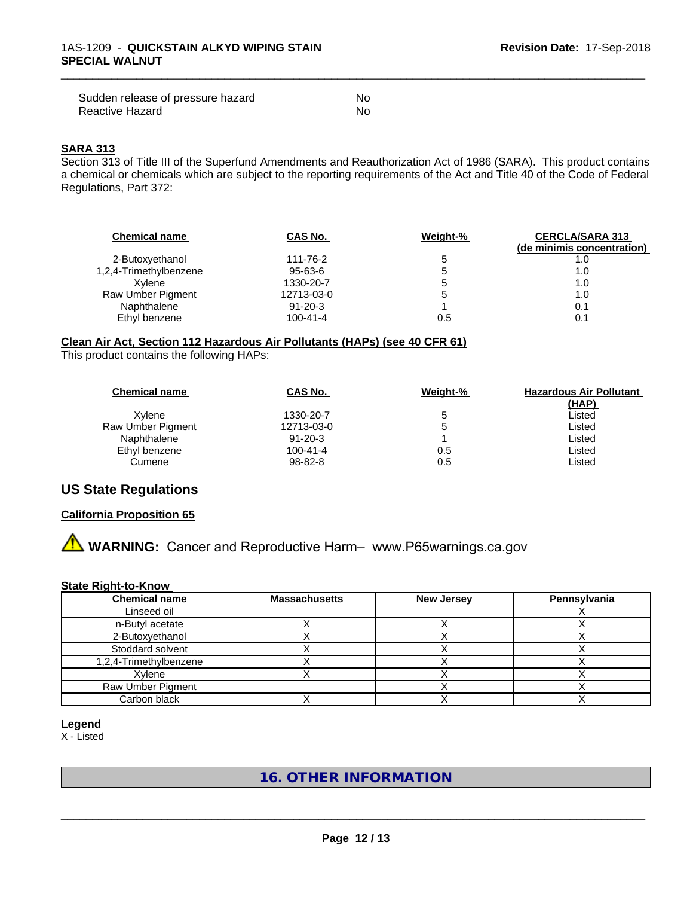| | |
|---|---|
| Sudden release of pressure hazard | No |
| Reactive Hazard | No |

**SARA 313**

Section 313 of Title III of the Superfund Amendments and Reauthorization Act of 1986 (SARA). This product contains a chemical or chemicals which are subject to the reporting requirements of the Act and Title 40 of the Code of Federal Regulations, Part 372:

| Chemical name | CAS No. | Weight-% | CERCLA/SARA 313 (de minimis concentration) |
|---|---|---|---|
| 2-Butoxyethanol | 111-76-2 | 5 | 1.0 |
| 1,2,4-Trimethylbenzene | 95-63-6 | 5 | 1.0 |
| Xylene | 1330-20-7 | 5 | 1.0 |
| Raw Umber Pigment | 12713-03-0 | 5 | 1.0 |
| Naphthalene | 91-20-3 | 1 | 0.1 |
| Ethyl benzene | 100-41-4 | 0.5 | 0.1 |

**Clean Air Act, Section 112 Hazardous Air Pollutants (HAPs) (see 40 CFR 61)**

This product contains the following HAPs:

| Chemical name | CAS No. | Weight-% | Hazardous Air Pollutant (HAP) |
|---|---|---|---|
| Xylene | 1330-20-7 | 5 | Listed |
| Raw Umber Pigment | 12713-03-0 | 5 | Listed |
| Naphthalene | 91-20-3 | 1 | Listed |
| Ethyl benzene | 100-41-4 | 0.5 | Listed |
| Cumene | 98-82-8 | 0.5 | Listed |

## US State Regulations

**California Proposition 65**

⚠ **WARNING:** Cancer and Reproductive Harm– www.P65warnings.ca.gov

**State Right-to-Know**

| Chemical name | Massachusetts | New Jersey | Pennsylvania |
|---|---|---|---|
| Linseed oil | | | X |
| n-Butyl acetate | X | X | X |
| 2-Butoxyethanol | X | X | X |
| Stoddard solvent | X | X | X |
| 1,2,4-Trimethylbenzene | X | X | X |
| Xylene | X | X | X |
| Raw Umber Pigment | | X | X |
| Carbon black | X | X | X |

**Legend**

X - Listed

## 16. OTHER INFORMATION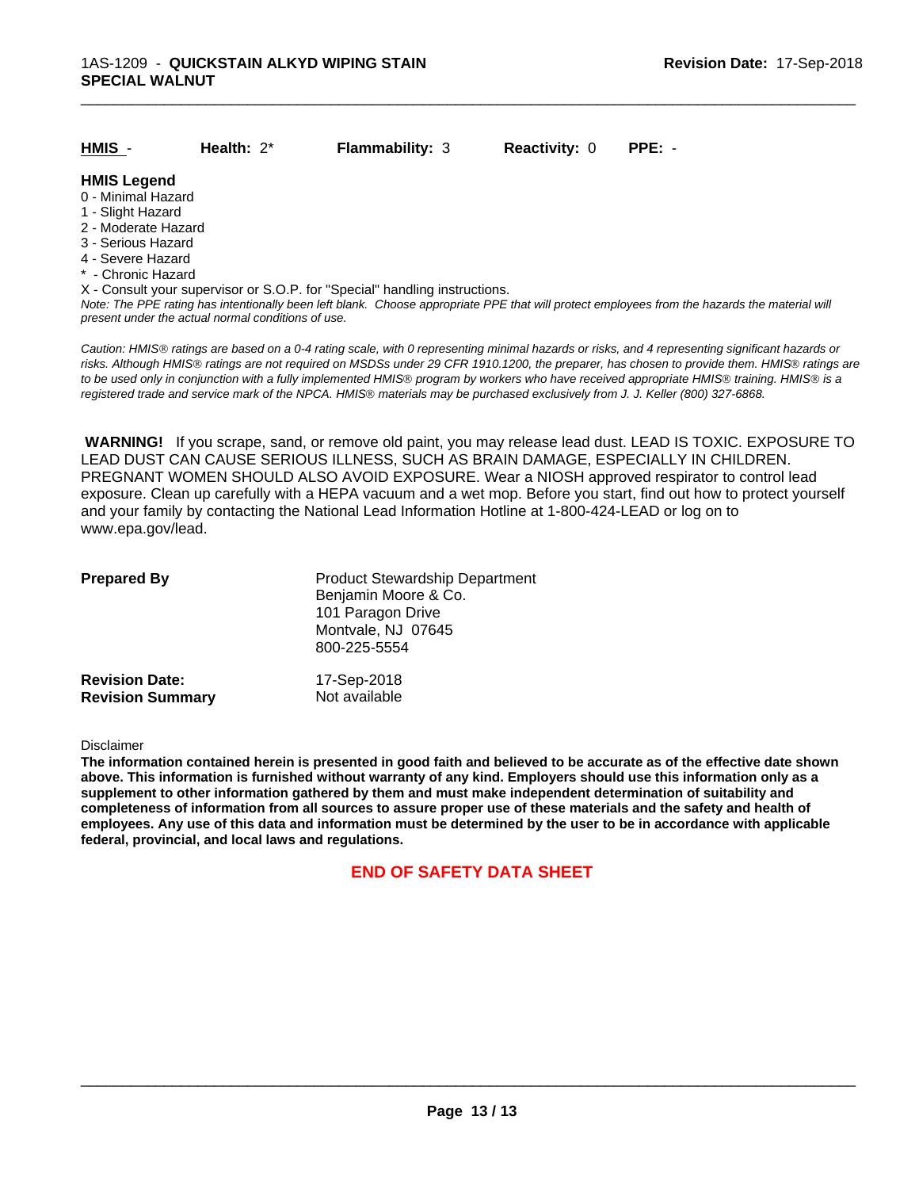**HMIS** - **Health:** 2* **Flammability:** 3 **Reactivity:** 0 **PPE:** -

**HMIS Legend**

0 - Minimal Hazard
1 - Slight Hazard
2 - Moderate Hazard
3 - Serious Hazard
4 - Severe Hazard
* - Chronic Hazard
X - Consult your supervisor or S.O.P. for "Special" handling instructions.

*Note: The PPE rating has intentionally been left blank. Choose appropriate PPE that will protect employees from the hazards the material will present under the actual normal conditions of use.*

*Caution: HMIS® ratings are based on a 0-4 rating scale, with 0 representing minimal hazards or risks, and 4 representing significant hazards or risks. Although HMIS® ratings are not required on MSDSs under 29 CFR 1910.1200, the preparer, has chosen to provide them. HMIS® ratings are to be used only in conjunction with a fully implemented HMIS® program by workers who have received appropriate HMIS® training. HMIS® is a registered trade and service mark of the NPCA. HMIS® materials may be purchased exclusively from J. J. Keller (800) 327-6868.*

**WARNING!** If you scrape, sand, or remove old paint, you may release lead dust. LEAD IS TOXIC. EXPOSURE TO LEAD DUST CAN CAUSE SERIOUS ILLNESS, SUCH AS BRAIN DAMAGE, ESPECIALLY IN CHILDREN. PREGNANT WOMEN SHOULD ALSO AVOID EXPOSURE. Wear a NIOSH approved respirator to control lead exposure. Clean up carefully with a HEPA vacuum and a wet mop. Before you start, find out how to protect yourself and your family by contacting the National Lead Information Hotline at 1-800-424-LEAD or log on to www.epa.gov/lead.

**Prepared By**
Product Stewardship Department
Benjamin Moore & Co.
101 Paragon Drive
Montvale, NJ 07645
800-225-5554

**Revision Date:** 17-Sep-2018
**Revision Summary** Not available

Disclaimer

**The information contained herein is presented in good faith and believed to be accurate as of the effective date shown above. This information is furnished without warranty of any kind. Employers should use this information only as a supplement to other information gathered by them and must make independent determination of suitability and completeness of information from all sources to assure proper use of these materials and the safety and health of employees. Any use of this data and information must be determined by the user to be in accordance with applicable federal, provincial, and local laws and regulations.**

**END OF SAFETY DATA SHEET**